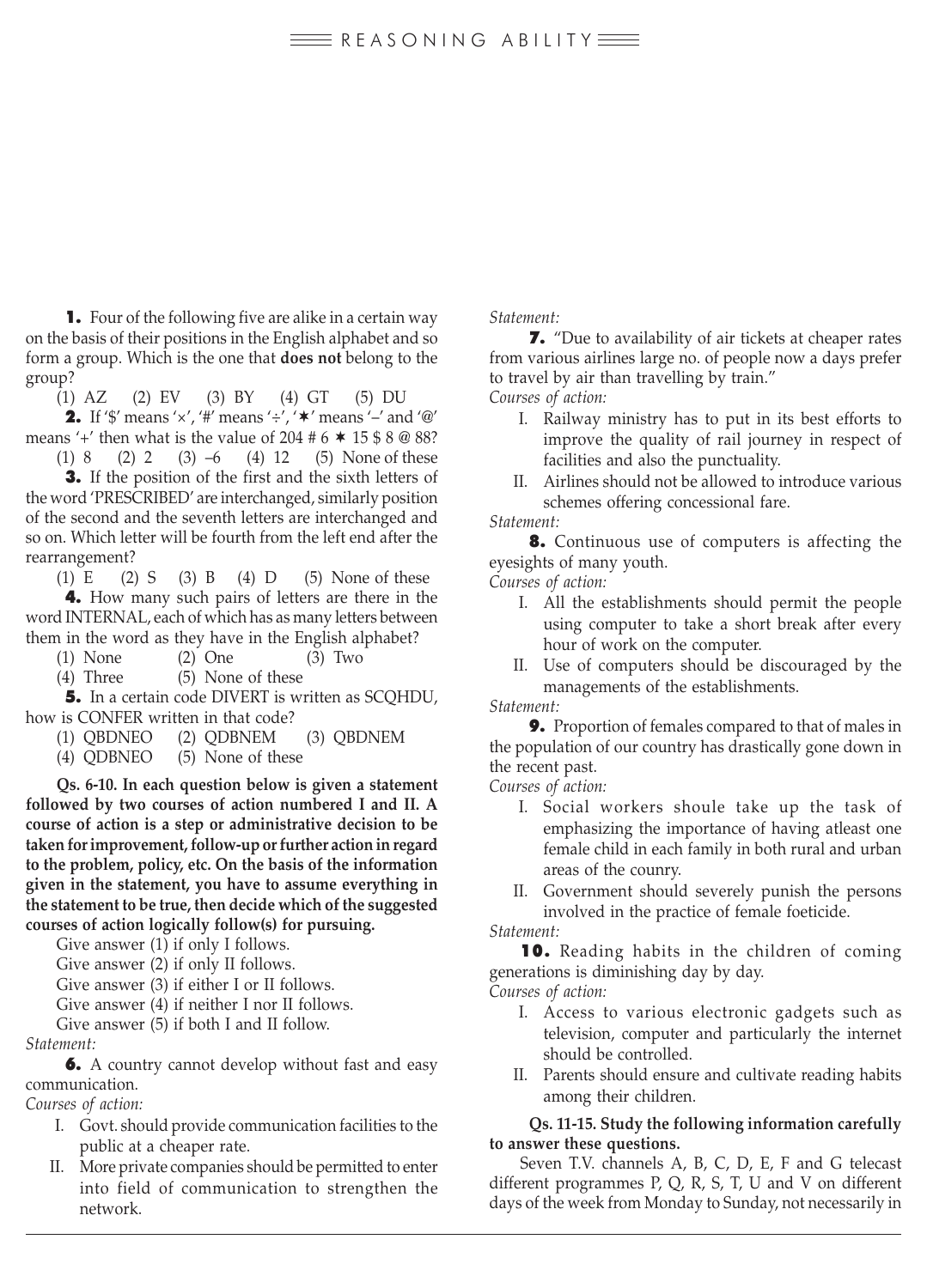**1.** Four of the following five are alike in a certain way on the basis of their positions in the English alphabet and so form a group. Which is the one that **does not** belong to the group?

(1) AZ (2) EV (3) BY (4) GT (5) DU

**2.** If '$' means '×', '#' means '÷', '✱' means '–' and '@' means '+' then what is the value of 204 # 6 ✱ 15 $ 8 @ 88?

(1) 8 (2) 2 (3) –6 (4) 12 (5) None of these

**3.** If the position of the first and the sixth letters of the word 'PRESCRIBED' are interchanged, similarly position of the second and the seventh letters are interchanged and so on. Which letter will be fourth from the left end after the rearrangement?

(1) E (2) S (3) B (4) D (5) None of these

**4.** How many such pairs of letters are there in the word INTERNAL, each of which has as many letters between them in the word as they have in the English alphabet?

(1) None (2) One (3) Two
(4) Three (5) None of these

**5.** In a certain code DIVERT is written as SCQHDU, how is CONFER written in that code?

(1) QBDNEO (2) QDBNEM (3) QBDNEM
(4) QDBNEO (5) None of these

**Qs. 6-10. In each question below is given a statement followed by two courses of action numbered I and II. A course of action is a step or administrative decision to be taken for improvement, follow-up or further action in regard to the problem, policy, etc. On the basis of the information given in the statement, you have to assume everything in the statement to be true, then decide which of the suggested courses of action logically follow(s) for pursuing.**

Give answer (1) if only I follows.
Give answer (2) if only II follows.
Give answer (3) if either I or II follows.
Give answer (4) if neither I nor II follows.
Give answer (5) if both I and II follow.

*Statement:*

**6.** A country cannot develop without fast and easy communication.

*Courses of action:*

I. Govt. should provide communication facilities to the public at a cheaper rate.

II. More private companies should be permitted to enter into field of communication to strengthen the network.

*Statement:*

**7.** "Due to availability of air tickets at cheaper rates from various airlines large no. of people now a days prefer to travel by air than travelling by train."

*Courses of action:*

I. Railway ministry has to put in its best efforts to improve the quality of rail journey in respect of facilities and also the punctuality.

II. Airlines should not be allowed to introduce various schemes offering concessional fare.

*Statement:*

**8.** Continuous use of computers is affecting the eyesights of many youth.

*Courses of action:*

I. All the establishments should permit the people using computer to take a short break after every hour of work on the computer.

II. Use of computers should be discouraged by the managements of the establishments.

*Statement:*

**9.** Proportion of females compared to that of males in the population of our country has drastically gone down in the recent past.

*Courses of action:*

I. Social workers shoule take up the task of emphasizing the importance of having atleast one female child in each family in both rural and urban areas of the counry.

II. Government should severely punish the persons involved in the practice of female foeticide.

*Statement:*

**10.** Reading habits in the children of coming generations is diminishing day by day.

*Courses of action:*

I. Access to various electronic gadgets such as television, computer and particularly the internet should be controlled.

II. Parents should ensure and cultivate reading habits among their children.

**Qs. 11-15. Study the following information carefully to answer these questions.**

Seven T.V. channels A, B, C, D, E, F and G telecast different programmes P, Q, R, S, T, U and V on different days of the week from Monday to Sunday, not necessarily in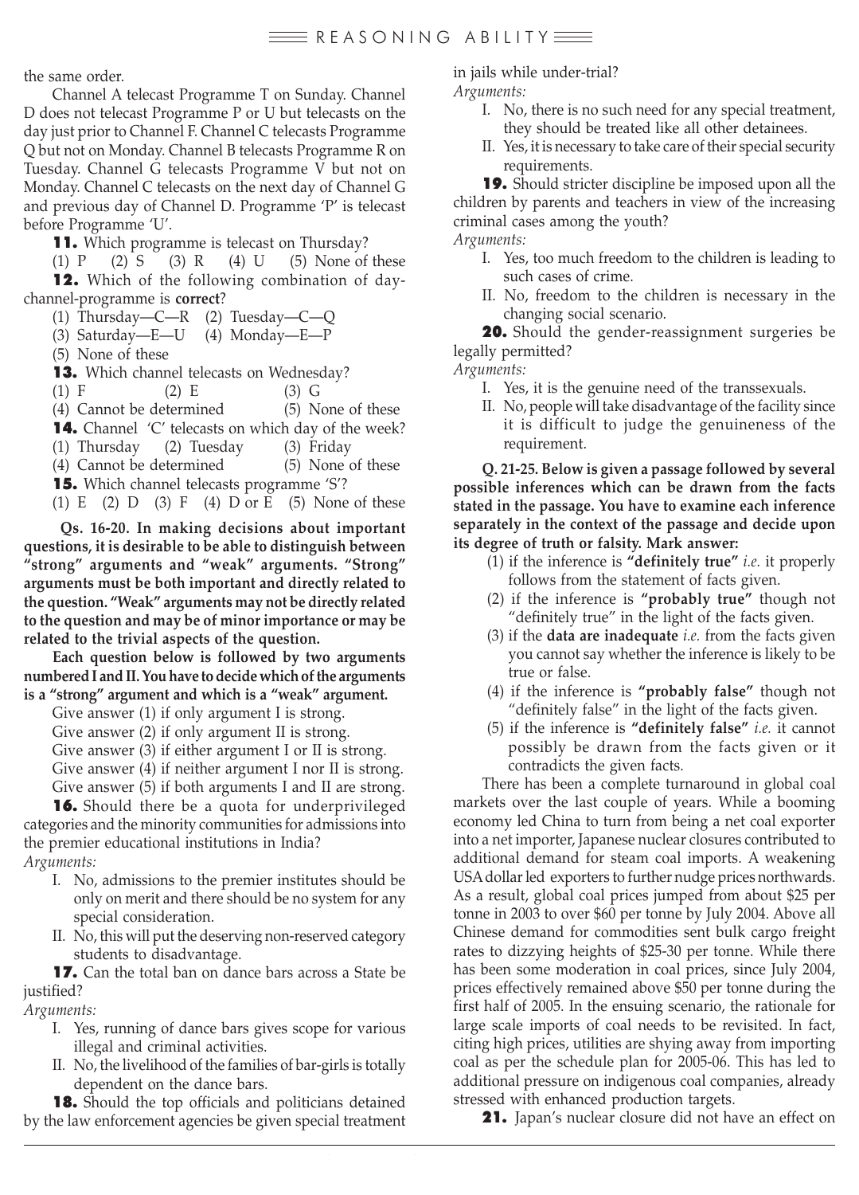the same order.

Channel A telecast Programme T on Sunday. Channel D does not telecast Programme P or U but telecasts on the day just prior to Channel F. Channel C telecasts Programme Q but not on Monday. Channel B telecasts Programme R on Tuesday. Channel G telecasts Programme V but not on Monday. Channel C telecasts on the next day of Channel G and previous day of Channel D. Programme 'P' is telecast before Programme 'U'.

**11.** Which programme is telecast on Thursday?

(1) P (2) S (3) R (4) U (5) None of these

**12.** Which of the following combination of day-channel-programme is **correct**?

(1) Thursday—C—R (2) Tuesday—C—Q
(3) Saturday—E—U (4) Monday—E—P
(5) None of these

**13.** Which channel telecasts on Wednesday?

(1) F (2) E (3) G
(4) Cannot be determined (5) None of these

**14.** Channel 'C' telecasts on which day of the week?

(1) Thursday (2) Tuesday (3) Friday
(4) Cannot be determined (5) None of these

**15.** Which channel telecasts programme 'S'?

(1) E (2) D (3) F (4) D or E (5) None of these

**Qs. 16-20. In making decisions about important questions, it is desirable to be able to distinguish between "strong" arguments and "weak" arguments. "Strong" arguments must be both important and directly related to the question. "Weak" arguments may not be directly related to the question and may be of minor importance or may be related to the trivial aspects of the question.**

**Each question below is followed by two arguments numbered I and II. You have to decide which of the arguments is a "strong" argument and which is a "weak" argument.**

Give answer (1) if only argument I is strong.
Give answer (2) if only argument II is strong.
Give answer (3) if either argument I or II is strong.
Give answer (4) if neither argument I nor II is strong.
Give answer (5) if both arguments I and II are strong.

**16.** Should there be a quota for underprivileged categories and the minority communities for admissions into the premier educational institutions in India?

*Arguments:*

I. No, admissions to the premier institutes should be only on merit and there should be no system for any special consideration.
II. No, this will put the deserving non-reserved category students to disadvantage.

**17.** Can the total ban on dance bars across a State be justified?

*Arguments:*

I. Yes, running of dance bars gives scope for various illegal and criminal activities.
II. No, the livelihood of the families of bar-girls is totally dependent on the dance bars.

**18.** Should the top officials and politicians detained by the law enforcement agencies be given special treatment in jails while under-trial?

*Arguments:*

I. No, there is no such need for any special treatment, they should be treated like all other detainees.
II. Yes, it is necessary to take care of their special security requirements.

**19.** Should stricter discipline be imposed upon all the children by parents and teachers in view of the increasing criminal cases among the youth?

*Arguments:*

I. Yes, too much freedom to the children is leading to such cases of crime.
II. No, freedom to the children is necessary in the changing social scenario.

**20.** Should the gender-reassignment surgeries be legally permitted?

*Arguments:*

I. Yes, it is the genuine need of the transsexuals.
II. No, people will take disadvantage of the facility since it is difficult to judge the genuineness of the requirement.

**Q. 21-25. Below is given a passage followed by several possible inferences which can be drawn from the facts stated in the passage. You have to examine each inference separately in the context of the passage and decide upon its degree of truth or falsity. Mark answer:**

(1) if the inference is **"definitely true"** *i.e.* it properly follows from the statement of facts given.
(2) if the inference is **"probably true"** though not "definitely true" in the light of the facts given.
(3) if the **data are inadequate** *i.e.* from the facts given you cannot say whether the inference is likely to be true or false.
(4) if the inference is **"probably false"** though not "definitely false" in the light of the facts given.
(5) if the inference is **"definitely false"** *i.e.* it cannot possibly be drawn from the facts given or it contradicts the given facts.

There has been a complete turnaround in global coal markets over the last couple of years. While a booming economy led China to turn from being a net coal exporter into a net importer, Japanese nuclear closures contributed to additional demand for steam coal imports. A weakening USA dollar led exporters to further nudge prices northwards. As a result, global coal prices jumped from about $25 per tonne in 2003 to over $60 per tonne by July 2004. Above all Chinese demand for commodities sent bulk cargo freight rates to dizzying heights of $25-30 per tonne. While there has been some moderation in coal prices, since July 2004, prices effectively remained above $50 per tonne during the first half of 2005. In the ensuing scenario, the rationale for large scale imports of coal needs to be revisited. In fact, citing high prices, utilities are shying away from importing coal as per the schedule plan for 2005-06. This has led to additional pressure on indigenous coal companies, already stressed with enhanced production targets.

**21.** Japan's nuclear closure did not have an effect on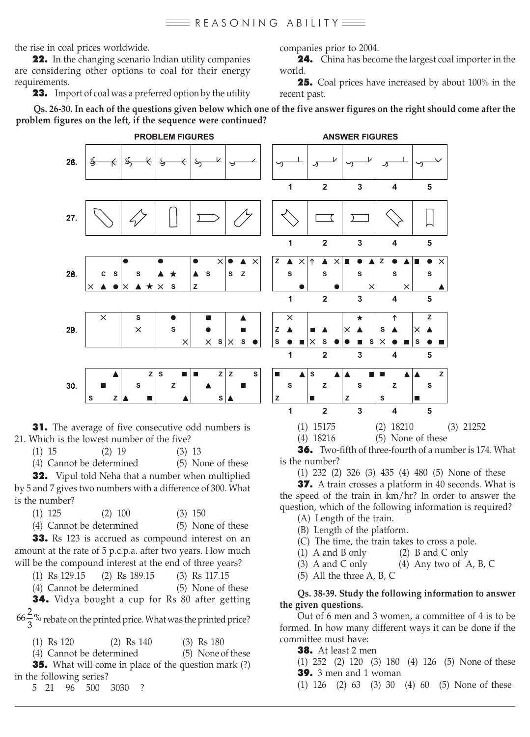the rise in coal prices worldwide.

**22.** In the changing scenario Indian utility companies are considering other options to coal for their energy requirements.

**23.** Import of coal was a preferred option by the utility companies prior to 2004.

**24.** China has become the largest coal importer in the world.

**25.** Coal prices have increased by about 100% in the recent past.

**Qs. 26-30. In each of the questions given below which one of the five answer figures on the right should come after the problem figures on the left, if the sequence were continued?**

PROBLEM FIGURES — ANSWER FIGURES

26.

27.

28.

29.

30.

**31.** The average of five consecutive odd numbers is 21. Which is the lowest number of the five?

(1) 15 (2) 19 (3) 13
(4) Cannot be determined (5) None of these

**32.** Vipul told Neha that a number when multiplied by 5 and 7 gives two numbers with a difference of 300. What is the number?

(1) 125 (2) 100 (3) 150
(4) Cannot be determined (5) None of these

**33.** Rs 123 is accrued as compound interest on an amount at the rate of 5 p.c.p.a. after two years. How much will be the compound interest at the end of three years?

(1) Rs 129.15 (2) Rs 189.15 (3) Rs 117.15
(4) Cannot be determined (5) None of these

**34.** Vidya bought a cup for Rs 80 after getting $66\frac{2}{3}$% rebate on the printed price. What was the printed price?

(1) Rs 120 (2) Rs 140 (3) Rs 180
(4) Cannot be determined (5) None of these

**35.** What will come in place of the question mark (?) in the following series?

5 21 96 500 3030 ?

(1) 15175 (2) 18210 (3) 21252
(4) 18216 (5) None of these

**36.** Two-fifth of three-fourth of a number is 174. What is the number?

(1) 232 (2) 326 (3) 435 (4) 480 (5) None of these

**37.** A train crosses a platform in 40 seconds. What is the speed of the train in km/hr? In order to answer the question, which of the following information is required?

(A) Length of the train.
(B) Length of the platform.
(C) The time, the train takes to cross a pole.

(1) A and B only (2) B and C only
(3) A and C only (4) Any two of A, B, C
(5) All the three A, B, C

**Qs. 38-39. Study the following information to answer the given questions.**

Out of 6 men and 3 women, a committee of 4 is to be formed. In how many different ways it can be done if the committee must have:

**38.** At least 2 men

(1) 252 (2) 120 (3) 180 (4) 126 (5) None of these

**39.** 3 men and 1 woman

(1) 126 (2) 63 (3) 30 (4) 60 (5) None of these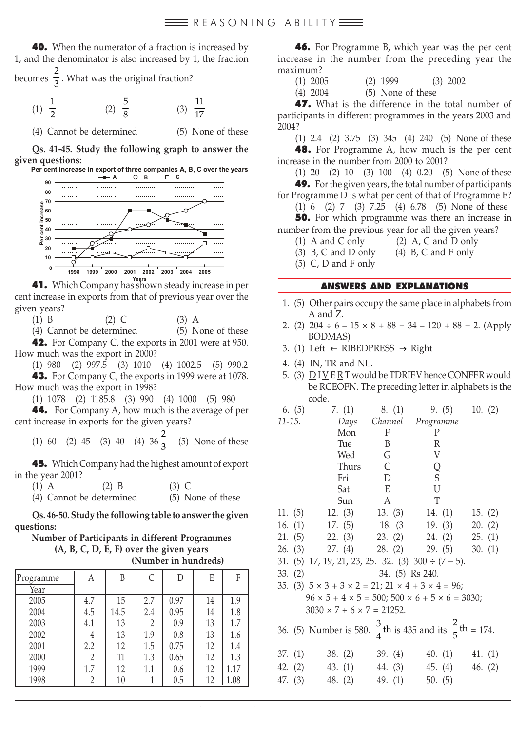**40.** When the numerator of a fraction is increased by 1, and the denominator is also increased by 1, the fraction becomes $\frac{2}{3}$. What was the original fraction?

(1) $\frac{1}{2}$ (2) $\frac{5}{8}$ (3) $\frac{11}{17}$

(4) Cannot be determined (5) None of these

**Qs. 41-45. Study the following graph to answer the given questions:**

Per cent increase in export of three companies A, B, C over the years

A B C

90
80
70
60
50
40
30
20
10
0

Per cent increase

1998 1999 2000 2001 2002 2003 2004 2005

Years

**41.** Which Company has shown steady increase in per cent increase in exports from that of previous year over the given years?

(1) B (2) C (3) A
(4) Cannot be determined (5) None of these

**42.** For Company C, the exports in 2001 were at 950. How much was the export in 2000?

(1) 980 (2) 997.5 (3) 1010 (4) 1002.5 (5) 990.2

**43.** For Company C, the exports in 1999 were at 1078. How much was the export in 1998?

(1) 1078 (2) 1185.8 (3) 990 (4) 1000 (5) 980

**44.** For Company A, how much is the average of per cent increase in exports for the given years?

(1) 60 (2) 45 (3) 40 (4) $36\frac{2}{3}$ (5) None of these

**45.** Which Company had the highest amount of export in the year 2001?

(1) A (2) B (3) C
(4) Cannot be determined (5) None of these

**Qs. 46-50. Study the following table to answer the given questions:**

**Number of Participants in different Programmes (A, B, C, D, E, F) over the given years**
**(Number in hundreds)**

| Programme / Year | A | B | C | D | E | F |
|---|---|---|---|---|---|---|
| 2005 | 4.7 | 15 | 2.7 | 0.97 | 14 | 1.9 |
| 2004 | 4.5 | 14.5 | 2.4 | 0.95 | 14 | 1.8 |
| 2003 | 4.1 | 13 | 2 | 0.9 | 13 | 1.7 |
| 2002 | 4 | 13 | 1.9 | 0.8 | 13 | 1.6 |
| 2001 | 2.2 | 12 | 1.5 | 0.75 | 12 | 1.4 |
| 2000 | 2 | 11 | 1.3 | 0.65 | 12 | 1.3 |
| 1999 | 1.7 | 12 | 1.1 | 0.6 | 12 | 1.17 |
| 1998 | 2 | 10 | 1 | 0.5 | 12 | 1.08 |

**46.** For Programme B, which year was the per cent increase in the number from the preceding year the maximum?

(1) 2005 (2) 1999 (3) 2002
(4) 2004 (5) None of these

**47.** What is the difference in the total number of participants in different programmes in the years 2003 and 2004?

(1) 2.4 (2) 3.75 (3) 345 (4) 240 (5) None of these

**48.** For Programme A, how much is the per cent increase in the number from 2000 to 2001?

(1) 20 (2) 10 (3) 100 (4) 0.20 (5) None of these

**49.** For the given years, the total number of participants for Programme D is what per cent of that of Programme E?

(1) 6 (2) 7 (3) 7.25 (4) 6.78 (5) None of these

**50.** For which programme was there an increase in number from the previous year for all the given years?

(1) A and C only (2) A, C and D only
(3) B, C and D only (4) B, C and F only
(5) C, D and F only

## ANSWERS AND EXPLANATIONS

1. (5) Other pairs occupy the same place in alphabets from A and Z.
2. (2) $204 \div 6 - 15 \times 8 + 88 = 34 - 120 + 88 = 2$. (Apply BODMAS)
3. (1) Left ← RIBEDPRESS → Right
4. (4) IN, TR and NL.
5. (3) <u>D</u> I <u>V</u> E <u>R</u> T would be TDRIEV hence CONFER would be RCEOFN. The preceding letter in alphabets is the code.

6. (5) 7. (1) 8. (1) 9. (5) 10. (2)

11-15.

| Days | Channel | Programme |
|---|---|---|
| Mon | F | P |
| Tue | B | R |
| Wed | G | V |
| Thurs | C | Q |
| Fri | D | S |
| Sat | E | U |
| Sun | A | T |

11. (5) 12. (3) 13. (3) 14. (1) 15. (2)
16. (1) 17. (5) 18. (3 19. (3) 20. (2)
21. (5) 22. (3) 23. (2) 24. (2) 25. (1)
26. (3) 27. (4) 28. (2) 29. (5) 30. (1)
31. (5) 17, 19, 21, 23, 25. 32. (3) $300 \div (7 - 5)$.
33. (2) 34. (5) Rs 240.
35. (3) $5 \times 3 + 3 \times 2 = 21$; $21 \times 4 + 3 \times 4 = 96$; $96 \times 5 + 4 \times 5 = 500$; $500 \times 6 + 5 \times 6 = 3030$; $3030 \times 7 + 6 \times 7 = 21252$.
36. (5) Number is 580. $\frac{3}{4}$th is 435 and its $\frac{2}{5}$th = 174.
37. (1) 38. (2) 39. (4) 40. (1) 41. (1) 42. (2) 43. (1) 44. (3) 45. (4) 46. (2) 47. (3) 48. (2) 49. (1) 50. (5)